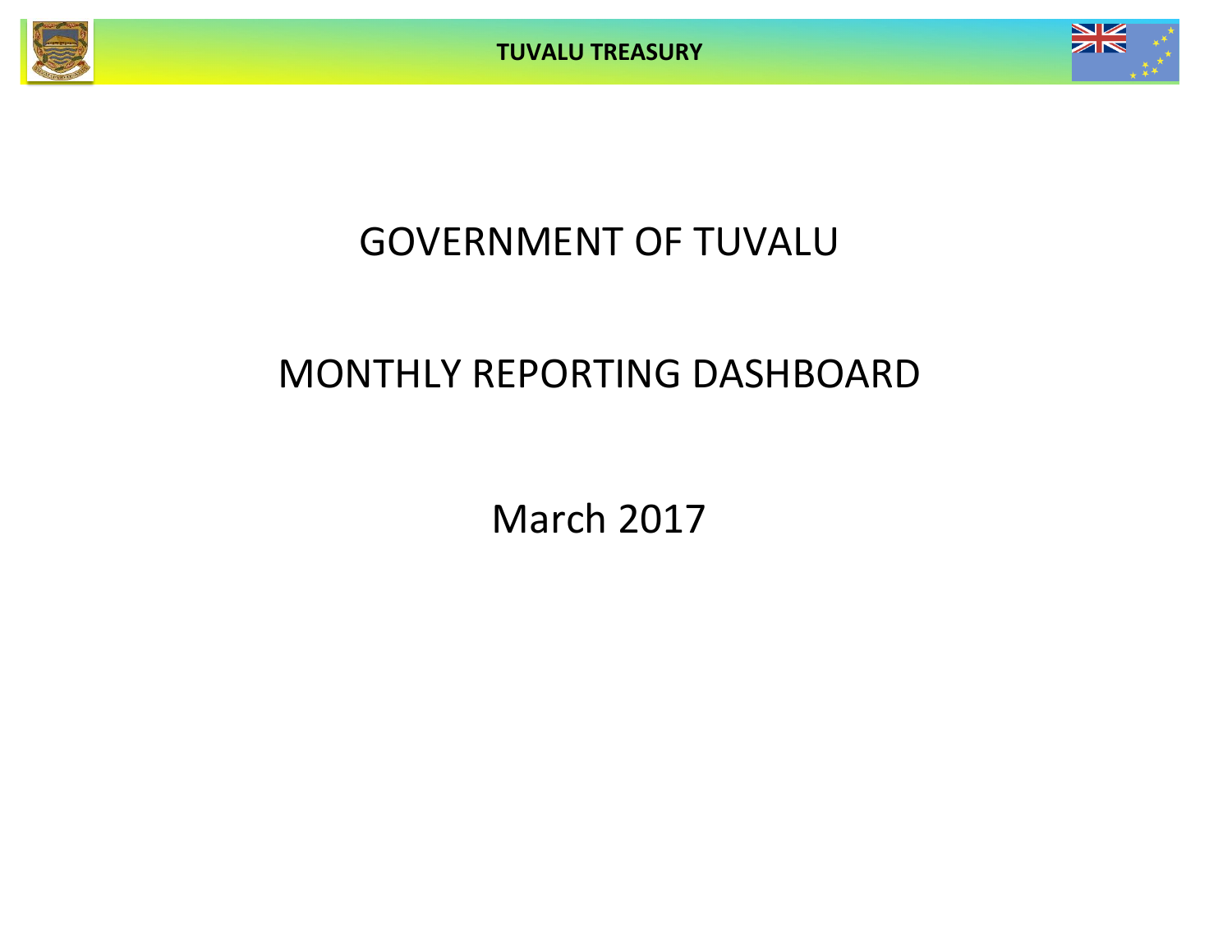# GOVERNMENT OF TUVALU

## MONTHLY REPORTING DASHBOARD

March 2017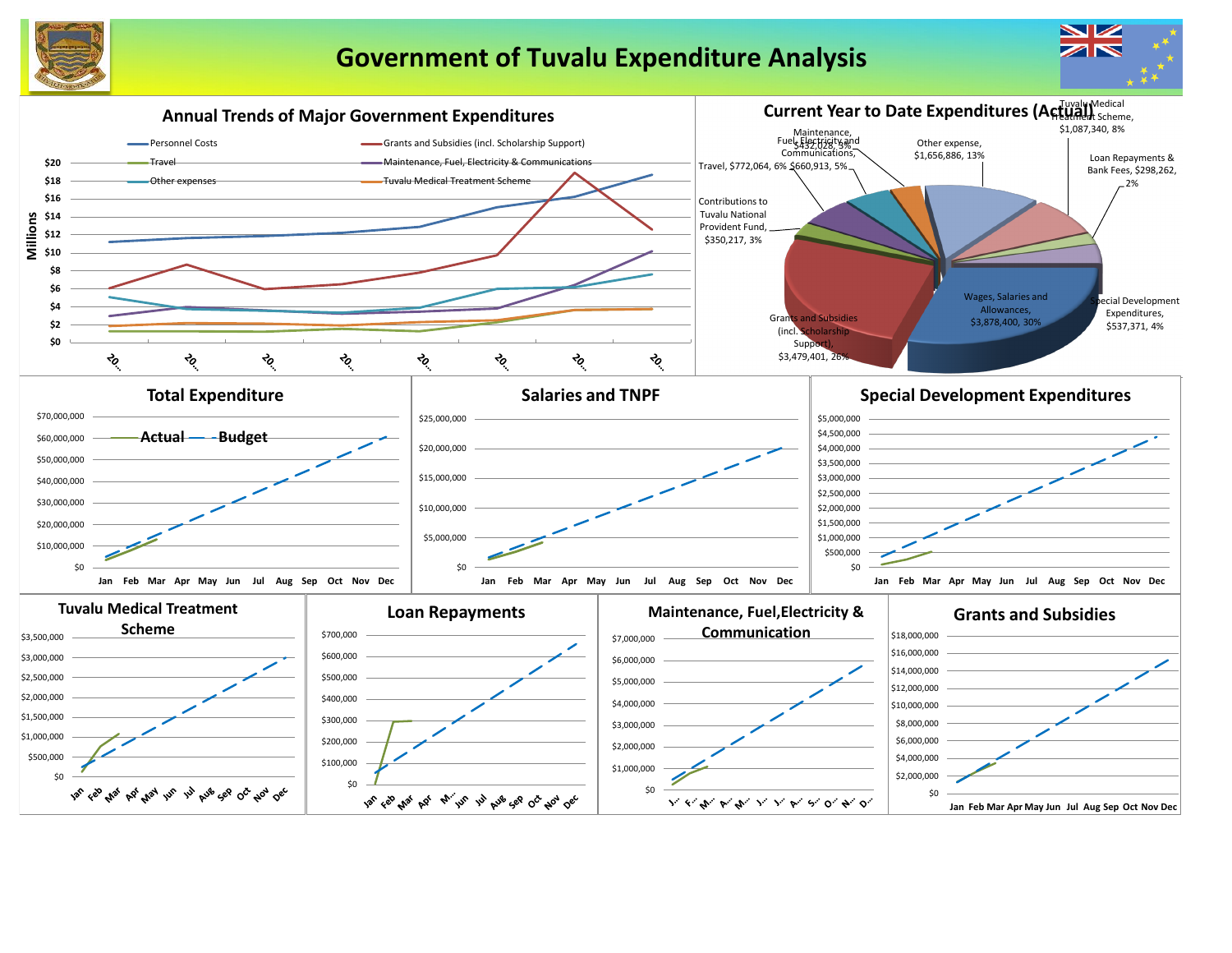# Government of Tuvalu Expenditure Analysis

## Annual Trends of Major Government Expenditures

- Personnel Costs
- Grants and Subsidies (incl. Scholarship Support)
- Travel
- Maintenance, Fuel, Electricity & Communications
- Other expenses
- Tuvalu Medical Treatment Scheme

Millions: $0, $2, $4, $6, $8, $10, $12, $14, $16, $18, $20

## Current Year to Date Expenditures (Actual)

- Wages, Salaries and Allowances, $3,878,400, 30%
- Grants and Subsidies (incl. Scholarship Support), $3,479,401, 26%
- Contributions to Tuvalu National Provident Fund, $350,217, 3%
- Travel, $772,064, 6%
- Maintenance, Fuel, Electricity and Communications, $660,913, 5%
- $432,028, 3%
- Other expense, $1,656,886, 13%
- Tuvalu Medical Treatment Scheme, $1,087,340, 8%
- Loan Repayments & Bank Fees, $298,262, 2%
- Special Development Expenditures, $537,371, 4%

## Total Expenditure

Actual — Budget

## Salaries and TNPF

## Special Development Expenditures

## Tuvalu Medical Treatment Scheme

## Loan Repayments

## Maintenance, Fuel, Electricity & Communication

## Grants and Subsidies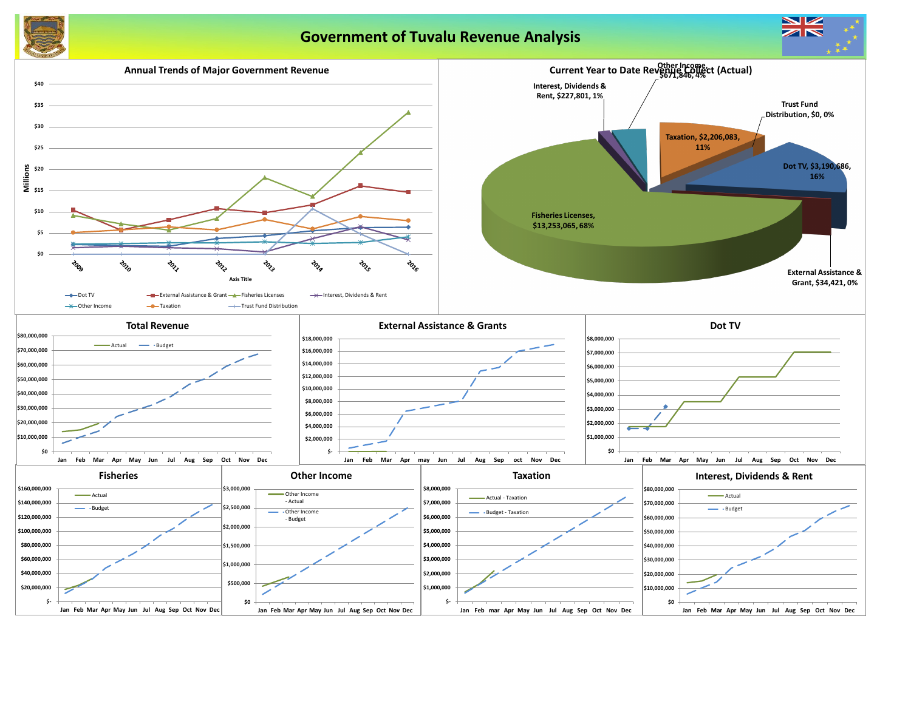# Government of Tuvalu Revenue Analysis

## Annual Trends of Major Government Revenue

Millions

$40, $35, $30, $25, $20, $15, $10, $5, $0

2009, 2010, 2011, 2012, 2013, 2014, 2015, 2016

Axis Title

Dot TV, External Assistance & Grant, Fisheries Licenses, Interest, Dividends & Rent, Other Income, Taxation, Trust Fund Distribution

## Current Year to Date Revenue Collect (Actual)

- Other Income, $671,846, 4%
- Interest, Dividends & Rent, $227,801, 1%
- Trust Fund Distribution, $0, 0%
- Taxation, $2,206,083, 11%
- Dot TV, $3,190,686, 16%
- Fisheries Licenses, $13,253,065, 68%
- External Assistance & Grant, $34,421, 0%

## Total Revenue

Actual, Budget

$80,000,000, $70,000,000, $60,000,000, $50,000,000, $40,000,000, $30,000,000, $20,000,000, $10,000,000, $0

Jan, Feb, Mar, Apr, May, Jun, Jul, Aug, Sep, Oct, Nov, Dec

## External Assistance & Grants

$18,000,000, $16,000,000, $14,000,000, $12,000,000, $10,000,000, $8,000,000, $6,000,000, $4,000,000, $2,000,000, $-

Jan, Feb, Mar, Apr, may, Jun, Jul, Aug, Sep, oct, Nov, Dec

## Dot TV

$8,000,000, $7,000,000, $6,000,000, $5,000,000, $4,000,000, $3,000,000, $2,000,000, $1,000,000, $0

Jan, Feb, Mar, Apr, May, Jun, Jul, Aug, Sep, Oct, Nov, Dec

## Fisheries

Actual, Budget

$160,000,000, $140,000,000, $120,000,000, $100,000,000, $80,000,000, $60,000,000, $40,000,000, $20,000,000, $-

Jan, Feb, Mar, Apr, May, Jun, Jul, Aug, Sep, Oct, Nov, Dec

## Other Income

Other Income - Actual, Other Income - Budget

$3,000,000, $2,500,000, $2,000,000, $1,500,000, $1,000,000, $500,000, $0

Jan, Feb, Mar, Apr, May, Jun, Jul, Aug, Sep, Oct, Nov, Dec

## Taxation

Actual - Taxation, Budget - Taxation

$8,000,000, $7,000,000, $6,000,000, $5,000,000, $4,000,000, $3,000,000, $2,000,000, $1,000,000, $-

Jan, Feb, mar, Apr, May, Jun, Jul, Aug, Sep, Oct, Nov, Dec

## Interest, Dividends & Rent

Actual, Budget

$80,000,000, $70,000,000, $60,000,000, $50,000,000, $40,000,000, $30,000,000, $20,000,000, $10,000,000, $0

Jan, Feb, Mar, Apr, May, Jun, Jul, Aug, Sep, Oct, Nov, Dec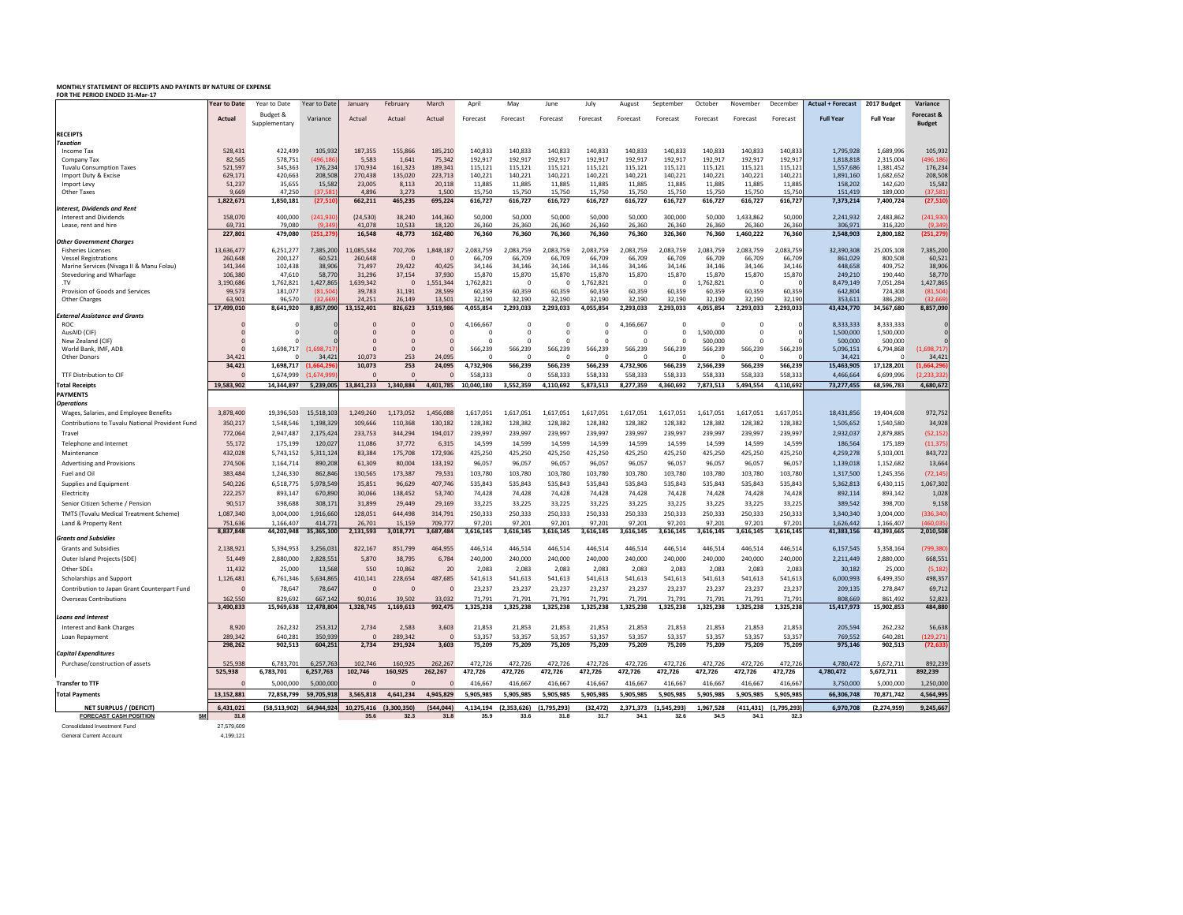**MONTHLY STATEMENT OF RECEIPTS AND PAYENTS BY NATURE OF EXPENSE**
**FOR THE PERIOD ENDED 31-Mar-17**

| | Year to Date | Year to Date | Year to Date | January | February | March | April | May | June | July | August | September | October | November | December | Actual + Forecast | 2017 Budget | Variance |
|---|---|---|---|---|---|---|---|---|---|---|---|---|---|---|---|---|---|---|
| | Actual | Budget & Supplementary | Variance | Actual | Actual | Actual | Forecast | Forecast | Forecast | Forecast | Forecast | Forecast | Forecast | Forecast | Forecast | Full Year | Full Year | Forecast & Budget |
| **RECEIPTS** | | | | | | | | | | | | | | | | | | |
| ***Taxation*** | | | | | | | | | | | | | | | | | | |
| Income Tax | 528,431 | 422,499 | 105,932 | 187,355 | 155,866 | 185,210 | 140,833 | 140,833 | 140,833 | 140,833 | 140,833 | 140,833 | 140,833 | 140,833 | 140,833 | 1,795,928 | 1,689,996 | 105,932 |
| Company Tax | 82,565 | 578,751 | (496,186) | 5,583 | 1,641 | 75,342 | 192,917 | 192,917 | 192,917 | 192,917 | 192,917 | 192,917 | 192,917 | 192,917 | 192,917 | 1,818,818 | 2,315,004 | (496,186) |
| Tuvalu Consumption Taxes | 521,597 | 345,363 | 176,234 | 170,934 | 161,323 | 189,341 | 115,121 | 115,121 | 115,121 | 115,121 | 115,121 | 115,121 | 115,121 | 115,121 | 115,121 | 1,557,686 | 1,381,452 | 176,234 |
| Import Duty & Excise | 629,171 | 420,663 | 208,508 | 270,438 | 135,020 | 223,713 | 140,221 | 140,221 | 140,221 | 140,221 | 140,221 | 140,221 | 140,221 | 140,221 | 140,221 | 1,891,160 | 1,682,652 | 208,508 |
| Import Levy | 51,237 | 35,655 | 15,582 | 23,005 | 8,113 | 20,118 | 11,885 | 11,885 | 11,885 | 11,885 | 11,885 | 11,885 | 11,885 | 11,885 | 11,885 | 158,202 | 142,620 | 15,582 |
| Other Taxes | 9,669 | 47,250 | (37,581) | 4,896 | 3,273 | 1,500 | 15,750 | 15,750 | 15,750 | 15,750 | 15,750 | 15,750 | 15,750 | 15,750 | 15,750 | 151,419 | 189,000 | (37,581) |
| | 1,822,671 | 1,850,181 | (27,510) | 662,211 | 465,235 | 695,224 | 616,727 | 616,727 | 616,727 | 616,727 | 616,727 | 616,727 | 616,727 | 616,727 | 616,727 | 7,373,214 | 7,400,724 | (27,510) |
| ***Interest, Dividends and Rent*** | | | | | | | | | | | | | | | | | | |
| Interest and Dividends | 158,070 | 400,000 | (241,930) | (24,530) | 38,240 | 144,360 | 50,000 | 50,000 | 50,000 | 50,000 | 50,000 | 300,000 | 50,000 | 1,433,862 | 50,000 | 2,241,932 | 2,483,862 | (241,930) |
| Lease, rent and hire | 69,731 | 79,080 | (9,349) | 41,078 | 10,533 | 18,120 | 26,360 | 26,360 | 26,360 | 26,360 | 26,360 | 26,360 | 26,360 | 26,360 | 26,360 | 306,971 | 316,320 | (9,349) |
| | 227,801 | 479,080 | (251,279) | 16,548 | 48,773 | 162,480 | 76,360 | 76,360 | 76,360 | 76,360 | 76,360 | 326,360 | 76,360 | 1,460,222 | 76,360 | 2,548,903 | 2,800,182 | (251,279) |
| ***Other Government Charges*** | | | | | | | | | | | | | | | | | | |
| Fisheries Licenses | 13,636,477 | 6,251,277 | 7,385,200 | 11,085,584 | 702,706 | 1,848,187 | 2,083,759 | 2,083,759 | 2,083,759 | 2,083,759 | 2,083,759 | 2,083,759 | 2,083,759 | 2,083,759 | 2,083,759 | 32,390,308 | 25,005,108 | 7,385,200 |
| Vessel Registrations | 260,648 | 200,127 | 60,521 | 260,648 | 0 | 0 | 66,709 | 66,709 | 66,709 | 66,709 | 66,709 | 66,709 | 66,709 | 66,709 | 66,709 | 861,029 | 800,508 | 60,521 |
| Marine Services (Nivaga II & Manu Folau) | 141,344 | 102,438 | 38,906 | 71,497 | 29,422 | 40,425 | 34,146 | 34,146 | 34,146 | 34,146 | 34,146 | 34,146 | 34,146 | 34,146 | 34,146 | 448,658 | 409,752 | 38,906 |
| Stevedoring and Wharfage | 106,380 | 47,610 | 58,770 | 31,296 | 37,154 | 37,930 | 15,870 | 15,870 | 15,870 | 15,870 | 15,870 | 15,870 | 15,870 | 15,870 | 15,870 | 249,210 | 190,440 | 58,770 |
| .TV | 3,190,686 | 1,762,821 | 1,427,865 | 1,639,342 | 0 | 1,551,344 | 1,762,821 | 0 | 0 | 1,762,821 | 0 | 0 | 1,762,821 | 0 | 0 | 8,479,149 | 7,051,284 | 1,427,865 |
| Provision of Goods and Services | 99,573 | 181,077 | (81,504) | 39,783 | 31,191 | 28,599 | 60,359 | 60,359 | 60,359 | 60,359 | 60,359 | 60,359 | 60,359 | 60,359 | 60,359 | 642,804 | 724,308 | (81,504) |
| Other Charges | 63,901 | 96,570 | (32,669) | 24,251 | 26,149 | 13,501 | 32,190 | 32,190 | 32,190 | 32,190 | 32,190 | 32,190 | 32,190 | 32,190 | 32,190 | 353,611 | 386,280 | (32,669) |
| | 17,499,010 | 8,641,920 | 8,857,090 | 13,152,401 | 826,623 | 3,519,986 | 4,055,854 | 2,293,033 | 2,293,033 | 4,055,854 | 2,293,033 | 2,293,033 | 4,055,854 | 2,293,033 | 2,293,033 | 43,424,770 | 34,567,680 | 8,857,090 |
| ***External Assistance and Grants*** | | | | | | | | | | | | | | | | | | |
| ROC | 0 | 0 | 0 | 0 | 0 | 0 | 4,166,667 | 0 | 0 | 0 | 4,166,667 | 0 | 0 | 0 | 0 | 8,333,333 | 8,333,333 | 0 |
| AusAID (CIF) | 0 | 0 | 0 | 0 | 0 | 0 | 0 | 0 | 0 | 0 | 0 | 0 | 1,500,000 | 0 | 0 | 1,500,000 | 1,500,000 | 0 |
| New Zealand (CIF) | 0 | 0 | 0 | 0 | 0 | 0 | 0 | 0 | 0 | 0 | 0 | 0 | 500,000 | 0 | 0 | 500,000 | 500,000 | 0 |
| World Bank, IMF, ADB | 0 | 1,698,717 | (1,698,717) | 0 | 0 | 0 | 566,239 | 566,239 | 566,239 | 566,239 | 566,239 | 566,239 | 566,239 | 566,239 | 566,239 | 5,096,151 | 6,794,868 | (1,698,717) |
| Other Donors | 34,421 | 0 | 34,421 | 10,073 | 253 | 24,095 | 0 | 0 | 0 | 0 | 0 | 0 | 0 | 0 | 0 | 34,421 | 0 | 34,421 |
| | 34,421 | 1,698,717 | (1,664,296) | 10,073 | 253 | 24,095 | 4,732,906 | 566,239 | 566,239 | 566,239 | 4,732,906 | 566,239 | 2,566,239 | 566,239 | 566,239 | 15,463,905 | 17,128,201 | (1,664,296) |
| TTF Distribution to CIF | 0 | 1,674,999 | (1,674,999) | 0 | 0 | 0 | 558,333 | 0 | 558,333 | 558,333 | 558,333 | 558,333 | 558,333 | 558,333 | 558,333 | 4,466,664 | 6,699,996 | (2,233,332) |
| **Total Receipts** | 19,583,902 | 14,344,897 | 5,239,005 | 13,841,233 | 1,340,884 | 4,401,785 | 10,040,180 | 3,552,359 | 4,110,692 | 5,873,513 | 8,277,359 | 4,360,692 | 7,873,513 | 5,494,554 | 4,110,692 | 73,277,455 | 68,596,783 | 4,680,672 |
| **PAYMENTS** | | | | | | | | | | | | | | | | | | |
| ***Operations*** | | | | | | | | | | | | | | | | | | |
| Wages, Salaries, and Employee Benefits | 3,878,400 | 19,396,503 | 15,518,103 | 1,249,260 | 1,173,052 | 1,456,088 | 1,617,051 | 1,617,051 | 1,617,051 | 1,617,051 | 1,617,051 | 1,617,051 | 1,617,051 | 1,617,051 | 1,617,051 | 18,431,856 | 19,404,608 | 972,752 |
| Contributions to Tuvalu National Provident Fund | 350,217 | 1,548,546 | 1,198,329 | 109,666 | 110,368 | 130,182 | 128,382 | 128,382 | 128,382 | 128,382 | 128,382 | 128,382 | 128,382 | 128,382 | 128,382 | 1,505,652 | 1,540,580 | 34,928 |
| Travel | 772,064 | 2,947,487 | 2,175,424 | 233,753 | 344,294 | 194,017 | 239,997 | 239,997 | 239,997 | 239,997 | 239,997 | 239,997 | 239,997 | 239,997 | 239,997 | 2,932,037 | 2,879,885 | (52,152) |
| Telephone and Internet | 55,172 | 175,199 | 120,027 | 11,086 | 37,772 | 6,315 | 14,599 | 14,599 | 14,599 | 14,599 | 14,599 | 14,599 | 14,599 | 14,599 | 14,599 | 186,564 | 175,189 | (11,375) |
| Maintenance | 432,028 | 5,743,152 | 5,311,124 | 83,384 | 175,708 | 172,936 | 425,250 | 425,250 | 425,250 | 425,250 | 425,250 | 425,250 | 425,250 | 425,250 | 425,250 | 4,259,278 | 5,103,001 | 843,722 |
| Advertising and Provisions | 274,506 | 1,164,714 | 890,208 | 61,309 | 80,004 | 133,192 | 96,057 | 96,057 | 96,057 | 96,057 | 96,057 | 96,057 | 96,057 | 96,057 | 96,057 | 1,139,018 | 1,152,682 | 13,664 |
| Fuel and Oil | 383,484 | 1,246,330 | 862,846 | 130,565 | 173,387 | 79,531 | 103,780 | 103,780 | 103,780 | 103,780 | 103,780 | 103,780 | 103,780 | 103,780 | 103,780 | 1,317,500 | 1,245,356 | (72,145) |
| Supplies and Equipment | 540,226 | 6,518,775 | 5,978,549 | 35,851 | 96,629 | 407,746 | 535,843 | 535,843 | 535,843 | 535,843 | 535,843 | 535,843 | 535,843 | 535,843 | 535,843 | 5,362,813 | 6,430,115 | 1,067,302 |
| Electricity | 222,257 | 893,147 | 670,890 | 30,066 | 138,452 | 53,740 | 74,428 | 74,428 | 74,428 | 74,428 | 74,428 | 74,428 | 74,428 | 74,428 | 74,428 | 892,114 | 893,142 | 1,028 |
| Senior Citizen Scheme / Pension | 90,517 | 398,688 | 308,171 | 31,899 | 29,449 | 29,169 | 33,225 | 33,225 | 33,225 | 33,225 | 33,225 | 33,225 | 33,225 | 33,225 | 33,225 | 389,542 | 398,700 | 9,158 |
| TMTS (Tuvalu Medical Treatment Scheme) | 1,087,340 | 3,004,000 | 1,916,660 | 128,051 | 644,498 | 314,791 | 250,333 | 250,333 | 250,333 | 250,333 | 250,333 | 250,333 | 250,333 | 250,333 | 250,333 | 3,340,340 | 3,004,000 | (336,340) |
| Land & Property Rent | 751,636 | 1,166,407 | 414,771 | 26,701 | 15,159 | 709,777 | 97,201 | 97,201 | 97,201 | 97,201 | 97,201 | 97,201 | 97,201 | 97,201 | 97,201 | 1,626,442 | 1,166,407 | (460,035) |
| | 8,837,848 | 44,202,948 | 35,365,100 | 2,131,593 | 3,018,771 | 3,687,484 | 3,616,145 | 3,616,145 | 3,616,145 | 3,616,145 | 3,616,145 | 3,616,145 | 3,616,145 | 3,616,145 | 3,616,145 | 41,383,156 | 43,393,665 | 2,010,508 |
| ***Grants and Subsidies*** | | | | | | | | | | | | | | | | | | |
| Grants and Subsidies | 2,138,921 | 5,394,953 | 3,256,031 | 822,167 | 851,799 | 464,955 | 446,514 | 446,514 | 446,514 | 446,514 | 446,514 | 446,514 | 446,514 | 446,514 | 446,514 | 6,157,545 | 5,358,164 | (799,380) |
| Outer Island Projects (SDE) | 51,449 | 2,880,000 | 2,828,551 | 5,870 | 38,795 | 6,784 | 240,000 | 240,000 | 240,000 | 240,000 | 240,000 | 240,000 | 240,000 | 240,000 | 240,000 | 2,211,449 | 2,880,000 | 668,551 |
| Other SDEs | 11,432 | 25,000 | 13,568 | 550 | 10,862 | 20 | 2,083 | 2,083 | 2,083 | 2,083 | 2,083 | 2,083 | 2,083 | 2,083 | 2,083 | 30,182 | 25,000 | (5,182) |
| Scholarships and Support | 1,126,481 | 6,761,346 | 5,634,865 | 410,141 | 228,654 | 487,685 | 541,613 | 541,613 | 541,613 | 541,613 | 541,613 | 541,613 | 541,613 | 541,613 | 541,613 | 6,000,993 | 6,499,350 | 498,357 |
| Contribution to Japan Grant Counterpart Fund | 0 | 78,647 | 78,647 | 0 | 0 | 0 | 23,237 | 23,237 | 23,237 | 23,237 | 23,237 | 23,237 | 23,237 | 23,237 | 23,237 | 209,135 | 278,847 | 69,712 |
| Overseas Contributions | 162,550 | 829,692 | 667,142 | 90,016 | 39,502 | 33,032 | 71,791 | 71,791 | 71,791 | 71,791 | 71,791 | 71,791 | 71,791 | 71,791 | 71,791 | 808,669 | 861,492 | 52,823 |
| | 3,490,833 | 15,969,638 | 12,478,804 | 1,328,745 | 1,169,613 | 992,475 | 1,325,238 | 1,325,238 | 1,325,238 | 1,325,238 | 1,325,238 | 1,325,238 | 1,325,238 | 1,325,238 | 1,325,238 | 15,417,973 | 15,902,853 | 484,880 |
| ***Loans and Interest*** | | | | | | | | | | | | | | | | | | |
| Interest and Bank Charges | 8,920 | 262,232 | 253,312 | 2,734 | 2,583 | 3,603 | 21,853 | 21,853 | 21,853 | 21,853 | 21,853 | 21,853 | 21,853 | 21,853 | 21,853 | 205,594 | 262,232 | 56,638 |
| Loan Repayment | 289,342 | 640,281 | 350,939 | 0 | 289,342 | 0 | 53,357 | 53,357 | 53,357 | 53,357 | 53,357 | 53,357 | 53,357 | 53,357 | 53,357 | 769,552 | 640,281 | (129,271) |
| | 298,262 | 902,513 | 604,251 | 2,734 | 291,924 | 3,603 | 75,209 | 75,209 | 75,209 | 75,209 | 75,209 | 75,209 | 75,209 | 75,209 | 75,209 | 975,146 | 902,513 | (72,633) |
| ***Capital Expenditures*** | | | | | | | | | | | | | | | | | | |
| Purchase/construction of assets | 525,938 | 6,783,701 | 6,257,763 | 102,746 | 160,925 | 262,267 | 472,726 | 472,726 | 472,726 | 472,726 | 472,726 | 472,726 | 472,726 | 472,726 | 472,726 | 4,780,472 | 5,672,711 | 892,239 |
| | 525,938 | 6,783,701 | 6,257,763 | 102,746 | 160,925 | 262,267 | 472,726 | 472,726 | 472,726 | 472,726 | 472,726 | 472,726 | 472,726 | 472,726 | 472,726 | 4,780,472 | 5,672,711 | 892,239 |
| **Transfer to TTF** | 0 | 5,000,000 | 5,000,000 | 0 | 0 | 0 | 416,667 | 416,667 | 416,667 | 416,667 | 416,667 | 416,667 | 416,667 | 416,667 | 416,667 | 3,750,000 | 5,000,000 | 1,250,000 |
| **Total Payments** | 13,152,881 | 72,858,799 | 59,705,918 | 3,565,818 | 4,641,234 | 4,945,829 | 5,905,985 | 5,905,985 | 5,905,985 | 5,905,985 | 5,905,985 | 5,905,985 | 5,905,985 | 5,905,985 | 5,905,985 | 66,306,748 | 70,871,742 | 4,564,995 |
| **NET SURPLUS / (DEFICIT)** | 6,431,021 | (58,513,902) | 64,944,924 | 10,275,416 | (3,300,350) | (544,044) | 4,134,194 | (2,353,626) | (1,795,293) | (32,472) | 2,371,373 | (1,545,293) | 1,967,528 | (411,431) | (1,795,293) | 6,970,708 | (2,274,959) | 9,245,667 |
| **FORECAST CASH POSITION** $M | 31.8 | | | 35.6 | 32.3 | 31.8 | 35.9 | 33.6 | 31.8 | 31.7 | 34.1 | 32.6 | 34.5 | 34.1 | 32.3 | | | |
| Consolidated Investment Fund | 27,579,609 | | | | | | | | | | | | | | | | | |
| General Current Account | 4,199,121 | | | | | | | | | | | | | | | | | |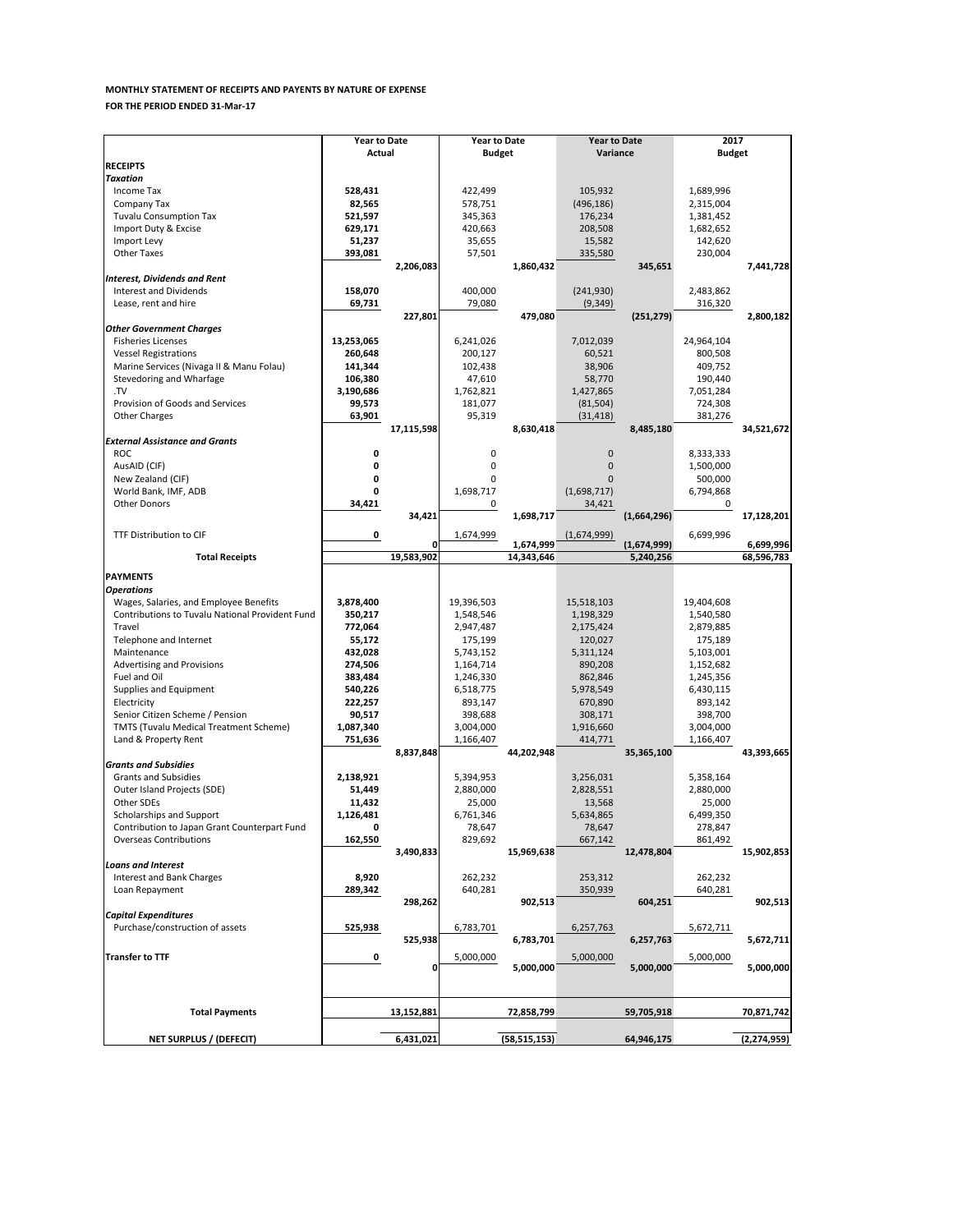**MONTHLY STATEMENT OF RECEIPTS AND PAYENTS BY NATURE OF EXPENSE**

**FOR THE PERIOD ENDED 31-Mar-17**

| | Year to Date Actual | | Year to Date Budget | | Year to Date Variance | | 2017 Budget | |
|---|---|---|---|---|---|---|---|---|
| **RECEIPTS** | | | | | | | | |
| ***Taxation*** | | | | | | | | |
| Income Tax | **528,431** | | 422,499 | | 105,932 | | 1,689,996 | |
| Company Tax | **82,565** | | 578,751 | | (496,186) | | 2,315,004 | |
| Tuvalu Consumption Tax | **521,597** | | 345,363 | | 176,234 | | 1,381,452 | |
| Import Duty & Excise | **629,171** | | 420,663 | | 208,508 | | 1,682,652 | |
| Import Levy | **51,237** | | 35,655 | | 15,582 | | 142,620 | |
| Other Taxes | **393,081** | | 57,501 | | 335,580 | | 230,004 | |
| | | **2,206,083** | | **1,860,432** | | **345,651** | | **7,441,728** |
| ***Interest, Dividends and Rent*** | | | | | | | | |
| Interest and Dividends | **158,070** | | 400,000 | | (241,930) | | 2,483,862 | |
| Lease, rent and hire | **69,731** | | 79,080 | | (9,349) | | 316,320 | |
| | | **227,801** | | **479,080** | | **(251,279)** | | **2,800,182** |
| ***Other Government Charges*** | | | | | | | | |
| Fisheries Licenses | **13,253,065** | | 6,241,026 | | 7,012,039 | | 24,964,104 | |
| Vessel Registrations | **260,648** | | 200,127 | | 60,521 | | 800,508 | |
| Marine Services (Nivaga II & Manu Folau) | **141,344** | | 102,438 | | 38,906 | | 409,752 | |
| Stevedoring and Wharfage | **106,380** | | 47,610 | | 58,770 | | 190,440 | |
| .TV | **3,190,686** | | 1,762,821 | | 1,427,865 | | 7,051,284 | |
| Provision of Goods and Services | **99,573** | | 181,077 | | (81,504) | | 724,308 | |
| Other Charges | **63,901** | | 95,319 | | (31,418) | | 381,276 | |
| | | **17,115,598** | | **8,630,418** | | **8,485,180** | | **34,521,672** |
| ***External Assistance and Grants*** | | | | | | | | |
| ROC | **0** | | 0 | | 0 | | 8,333,333 | |
| AusAID (CIF) | **0** | | 0 | | 0 | | 1,500,000 | |
| New Zealand (CIF) | **0** | | 0 | | 0 | | 500,000 | |
| World Bank, IMF, ADB | **0** | | 1,698,717 | | (1,698,717) | | 6,794,868 | |
| Other Donors | **34,421** | | 0 | | 34,421 | | 0 | |
| | | **34,421** | | **1,698,717** | | **(1,664,296)** | | **17,128,201** |
| TTF Distribution to CIF | **0** | | 1,674,999 | | (1,674,999) | | 6,699,996 | |
| | | **0** | | **1,674,999** | | **(1,674,999)** | | **6,699,996** |
| **Total Receipts** | | **19,583,902** | | **14,343,646** | | **5,240,256** | | **68,596,783** |
| **PAYMENTS** | | | | | | | | |
| ***Operations*** | | | | | | | | |
| Wages, Salaries, and Employee Benefits | **3,878,400** | | 19,396,503 | | 15,518,103 | | 19,404,608 | |
| Contributions to Tuvalu National Provident Fund | **350,217** | | 1,548,546 | | 1,198,329 | | 1,540,580 | |
| Travel | **772,064** | | 2,947,487 | | 2,175,424 | | 2,879,885 | |
| Telephone and Internet | **55,172** | | 175,199 | | 120,027 | | 175,189 | |
| Maintenance | **432,028** | | 5,743,152 | | 5,311,124 | | 5,103,001 | |
| Advertising and Provisions | **274,506** | | 1,164,714 | | 890,208 | | 1,152,682 | |
| Fuel and Oil | **383,484** | | 1,246,330 | | 862,846 | | 1,245,356 | |
| Supplies and Equipment | **540,226** | | 6,518,775 | | 5,978,549 | | 6,430,115 | |
| Electricity | **222,257** | | 893,147 | | 670,890 | | 893,142 | |
| Senior Citizen Scheme / Pension | **90,517** | | 398,688 | | 308,171 | | 398,700 | |
| TMTS (Tuvalu Medical Treatment Scheme) | **1,087,340** | | 3,004,000 | | 1,916,660 | | 3,004,000 | |
| Land & Property Rent | **751,636** | | 1,166,407 | | 414,771 | | 1,166,407 | |
| | | **8,837,848** | | **44,202,948** | | **35,365,100** | | **43,393,665** |
| ***Grants and Subsidies*** | | | | | | | | |
| Grants and Subsidies | **2,138,921** | | 5,394,953 | | 3,256,031 | | 5,358,164 | |
| Outer Island Projects (SDE) | **51,449** | | 2,880,000 | | 2,828,551 | | 2,880,000 | |
| Other SDEs | **11,432** | | 25,000 | | 13,568 | | 25,000 | |
| Scholarships and Support | **1,126,481** | | 6,761,346 | | 5,634,865 | | 6,499,350 | |
| Contribution to Japan Grant Counterpart Fund | **0** | | 78,647 | | 78,647 | | 278,847 | |
| Overseas Contributions | **162,550** | | 829,692 | | 667,142 | | 861,492 | |
| | | **3,490,833** | | **15,969,638** | | **12,478,804** | | **15,902,853** |
| ***Loans and Interest*** | | | | | | | | |
| Interest and Bank Charges | **8,920** | | 262,232 | | 253,312 | | 262,232 | |
| Loan Repayment | **289,342** | | 640,281 | | 350,939 | | 640,281 | |
| | | **298,262** | | **902,513** | | **604,251** | | **902,513** |
| ***Capital Expenditures*** | | | | | | | | |
| Purchase/construction of assets | **525,938** | | 6,783,701 | | 6,257,763 | | 5,672,711 | |
| | | **525,938** | | **6,783,701** | | **6,257,763** | | **5,672,711** |
| **Transfer to TTF** | **0** | | 5,000,000 | | 5,000,000 | | 5,000,000 | |
| | | **0** | | **5,000,000** | | **5,000,000** | | **5,000,000** |
| **Total Payments** | | **13,152,881** | | **72,858,799** | | **59,705,918** | | **70,871,742** |
| **NET SURPLUS / (DEFECIT)** | | **6,431,021** | | **(58,515,153)** | | **64,946,175** | | **(2,274,959)** |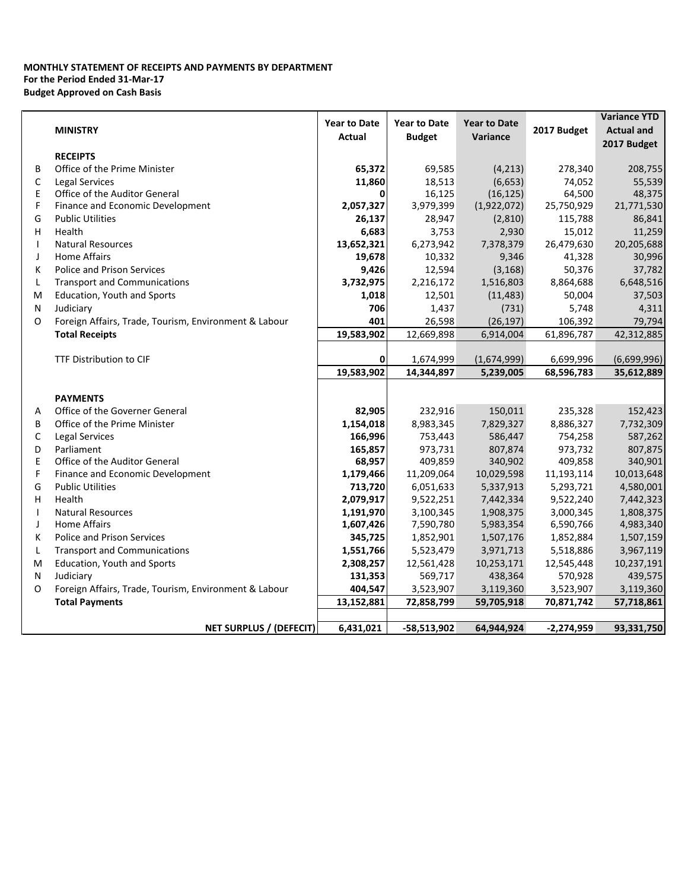**MONTHLY STATEMENT OF RECEIPTS AND PAYMENTS BY DEPARTMENT**
**For the Period Ended 31-Mar-17**
**Budget Approved on Cash Basis**

| | MINISTRY | Year to Date Actual | Year to Date Budget | Year to Date Variance | 2017 Budget | Variance YTD Actual and 2017 Budget |
|---|---|---|---|---|---|---|
| | **RECEIPTS** | | | | | |
| B | Office of the Prime Minister | **65,372** | 69,585 | (4,213) | 278,340 | 208,755 |
| C | Legal Services | **11,860** | 18,513 | (6,653) | 74,052 | 55,539 |
| E | Office of the Auditor General | **0** | 16,125 | (16,125) | 64,500 | 48,375 |
| F | Finance and Economic Development | **2,057,327** | 3,979,399 | (1,922,072) | 25,750,929 | 21,771,530 |
| G | Public Utilities | **26,137** | 28,947 | (2,810) | 115,788 | 86,841 |
| H | Health | **6,683** | 3,753 | 2,930 | 15,012 | 11,259 |
| I | Natural Resources | **13,652,321** | 6,273,942 | 7,378,379 | 26,479,630 | 20,205,688 |
| J | Home Affairs | **19,678** | 10,332 | 9,346 | 41,328 | 30,996 |
| K | Police and Prison Services | **9,426** | 12,594 | (3,168) | 50,376 | 37,782 |
| L | Transport and Communications | **3,732,975** | 2,216,172 | 1,516,803 | 8,864,688 | 6,648,516 |
| M | Education, Youth and Sports | **1,018** | 12,501 | (11,483) | 50,004 | 37,503 |
| N | Judiciary | **706** | 1,437 | (731) | 5,748 | 4,311 |
| O | Foreign Affairs, Trade, Tourism, Environment & Labour | **401** | 26,598 | (26,197) | 106,392 | 79,794 |
| | **Total Receipts** | **19,583,902** | 12,669,898 | 6,914,004 | 61,896,787 | 42,312,885 |
| | TTF Distribution to CIF | **0** | 1,674,999 | (1,674,999) | 6,699,996 | (6,699,996) |
| | | **19,583,902** | **14,344,897** | **5,239,005** | **68,596,783** | **35,612,889** |
| | **PAYMENTS** | | | | | |
| A | Office of the Governer General | **82,905** | 232,916 | 150,011 | 235,328 | 152,423 |
| B | Office of the Prime Minister | **1,154,018** | 8,983,345 | 7,829,327 | 8,886,327 | 7,732,309 |
| C | Legal Services | **166,996** | 753,443 | 586,447 | 754,258 | 587,262 |
| D | Parliament | **165,857** | 973,731 | 807,874 | 973,732 | 807,875 |
| E | Office of the Auditor General | **68,957** | 409,859 | 340,902 | 409,858 | 340,901 |
| F | Finance and Economic Development | **1,179,466** | 11,209,064 | 10,029,598 | 11,193,114 | 10,013,648 |
| G | Public Utilities | **713,720** | 6,051,633 | 5,337,913 | 5,293,721 | 4,580,001 |
| H | Health | **2,079,917** | 9,522,251 | 7,442,334 | 9,522,240 | 7,442,323 |
| I | Natural Resources | **1,191,970** | 3,100,345 | 1,908,375 | 3,000,345 | 1,808,375 |
| J | Home Affairs | **1,607,426** | 7,590,780 | 5,983,354 | 6,590,766 | 4,983,340 |
| K | Police and Prison Services | **345,725** | 1,852,901 | 1,507,176 | 1,852,884 | 1,507,159 |
| L | Transport and Communications | **1,551,766** | 5,523,479 | 3,971,713 | 5,518,886 | 3,967,119 |
| M | Education, Youth and Sports | **2,308,257** | 12,561,428 | 10,253,171 | 12,545,448 | 10,237,191 |
| N | Judiciary | **131,353** | 569,717 | 438,364 | 570,928 | 439,575 |
| O | Foreign Affairs, Trade, Tourism, Environment & Labour | **404,547** | 3,523,907 | 3,119,360 | 3,523,907 | 3,119,360 |
| | **Total Payments** | **13,152,881** | **72,858,799** | **59,705,918** | **70,871,742** | **57,718,861** |
| | **NET SURPLUS / (DEFECIT)** | **6,431,021** | **-58,513,902** | **64,944,924** | **-2,274,959** | **93,331,750** |